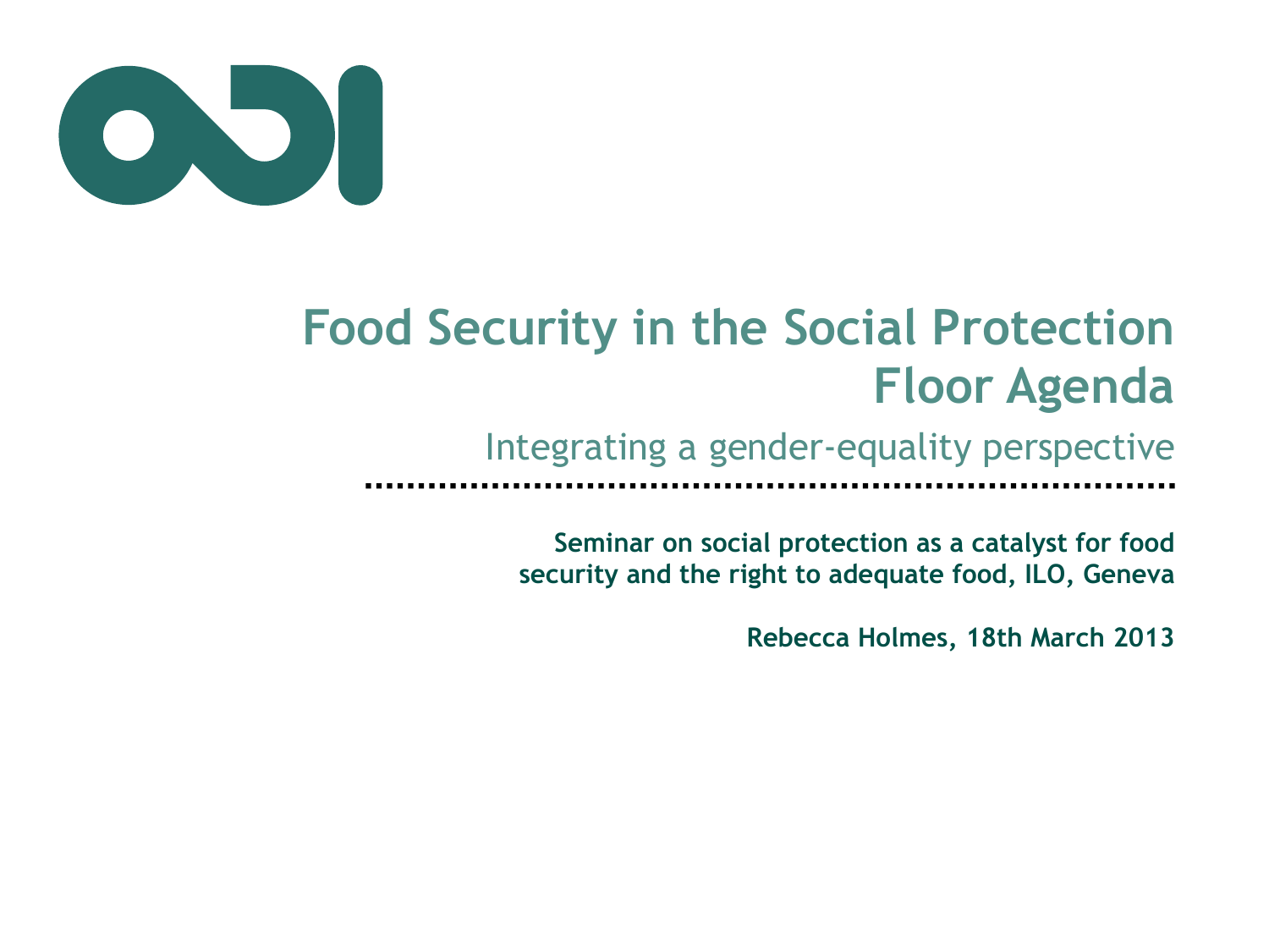# Food Security in the Social Protection Floor Agenda

## Integrating a gender-equality perspective

**Seminar on social protection as a catalyst for food security and the right to adequate food, ILO, Geneva**

**Rebecca Holmes, 18th March 2013**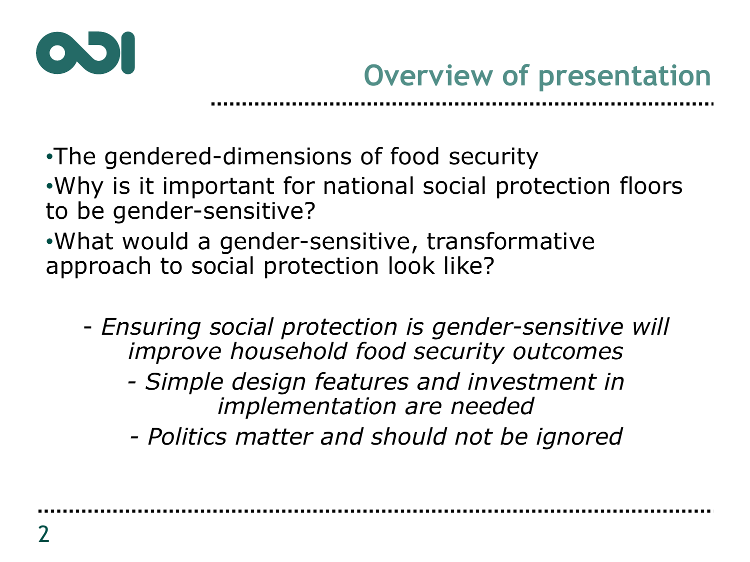## Overview of presentation

- The gendered-dimensions of food security
- Why is it important for national social protection floors to be gender-sensitive?
- What would a gender-sensitive, transformative approach to social protection look like?

*- Ensuring social protection is gender-sensitive will improve household food security outcomes*

*- Simple design features and investment in implementation are needed*

*- Politics matter and should not be ignored*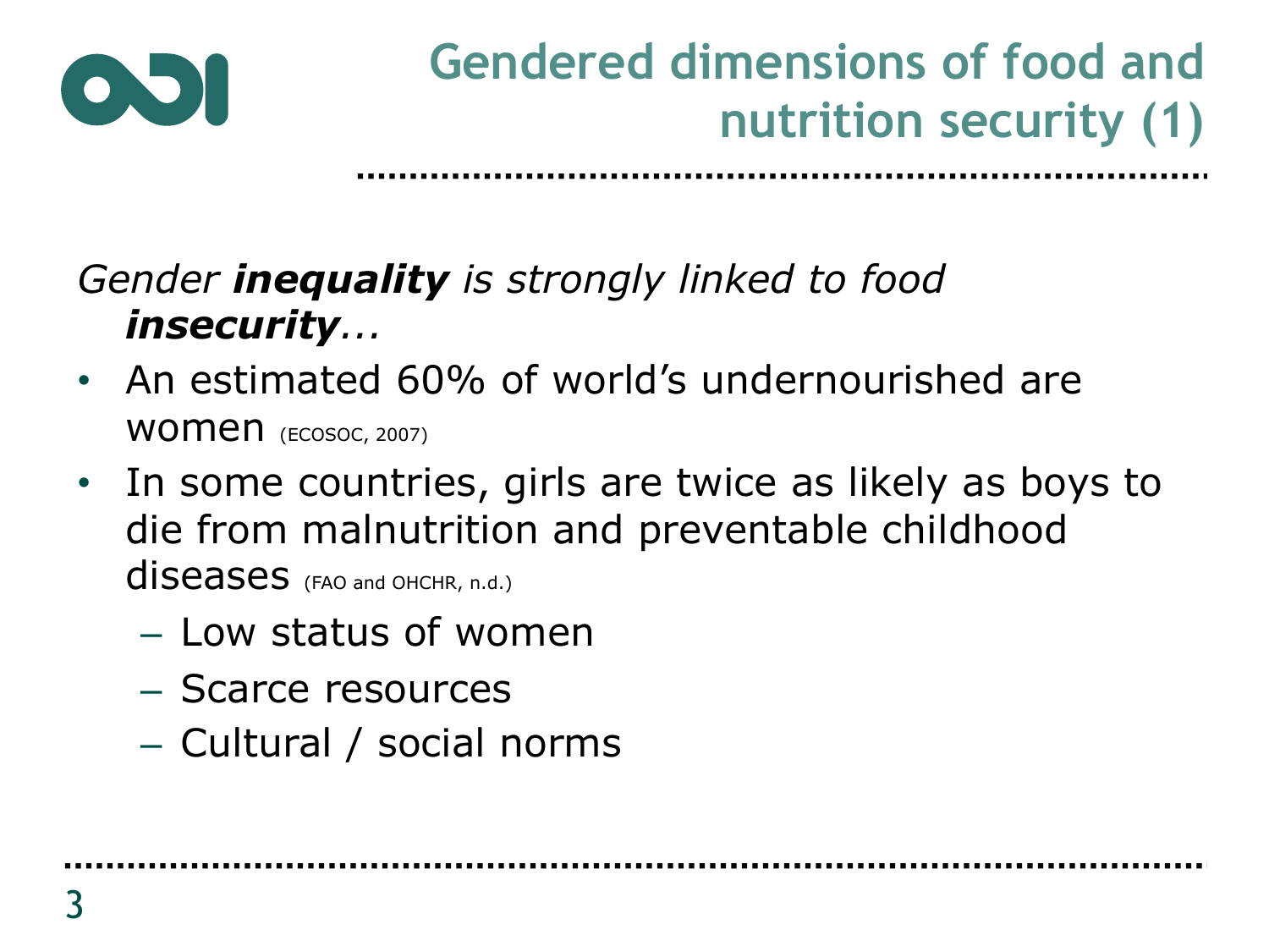# Gendered dimensions of food and nutrition security (1)

*Gender **inequality** is strongly linked to food **insecurity**…*

- An estimated 60% of world's undernourished are women (ECOSOC, 2007)
- In some countries, girls are twice as likely as boys to die from malnutrition and preventable childhood diseases (FAO and OHCHR, n.d.)
  - Low status of women
  - Scarce resources
  - Cultural / social norms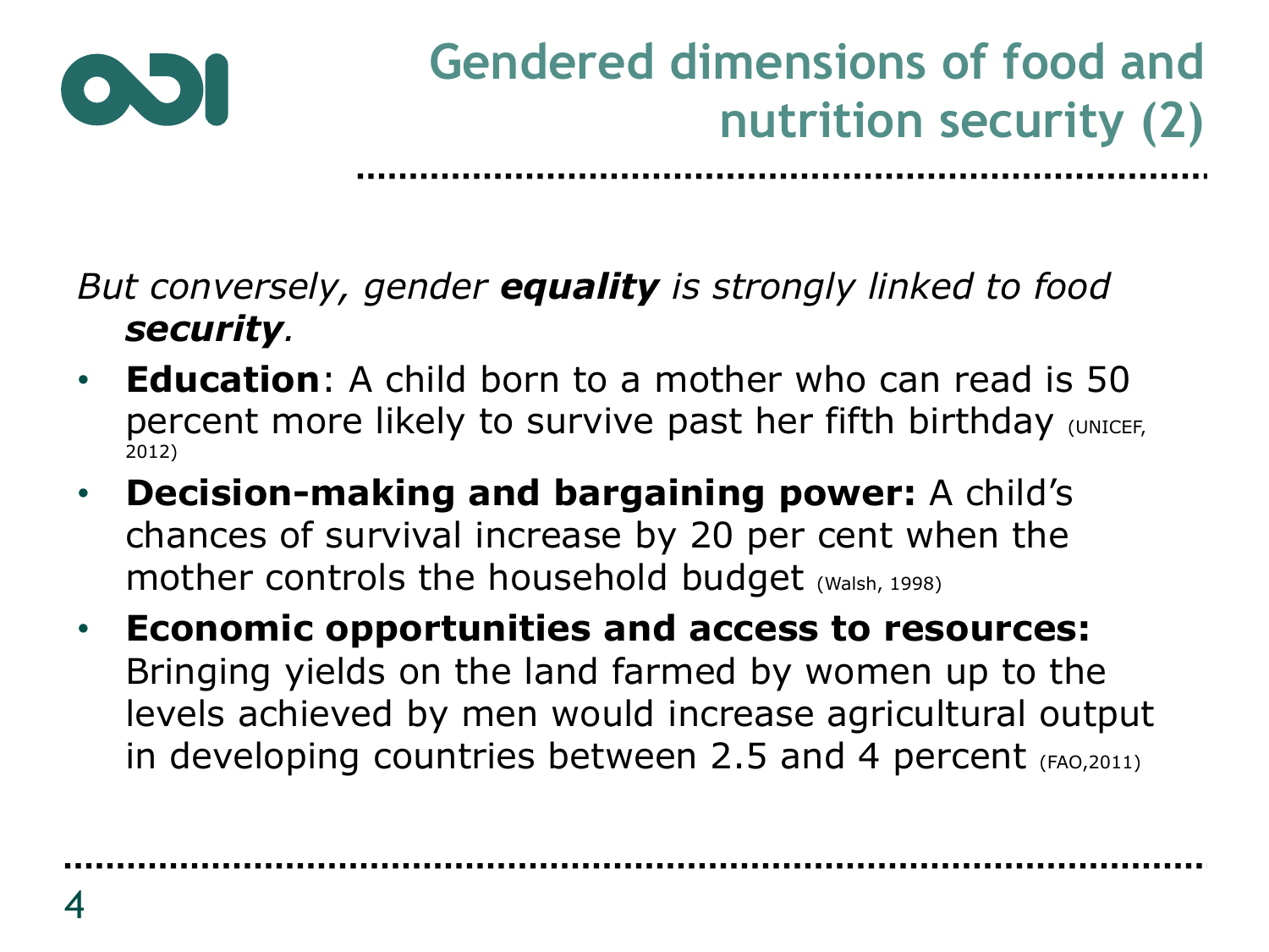# Gendered dimensions of food and nutrition security (2)

*But conversely, gender **equality** is strongly linked to food **security**.*

- **Education**: A child born to a mother who can read is 50 percent more likely to survive past her fifth birthday (UNICEF, 2012)
- **Decision-making and bargaining power:** A child's chances of survival increase by 20 per cent when the mother controls the household budget (Walsh, 1998)
- **Economic opportunities and access to resources:** Bringing yields on the land farmed by women up to the levels achieved by men would increase agricultural output in developing countries between 2.5 and 4 percent (FAO,2011)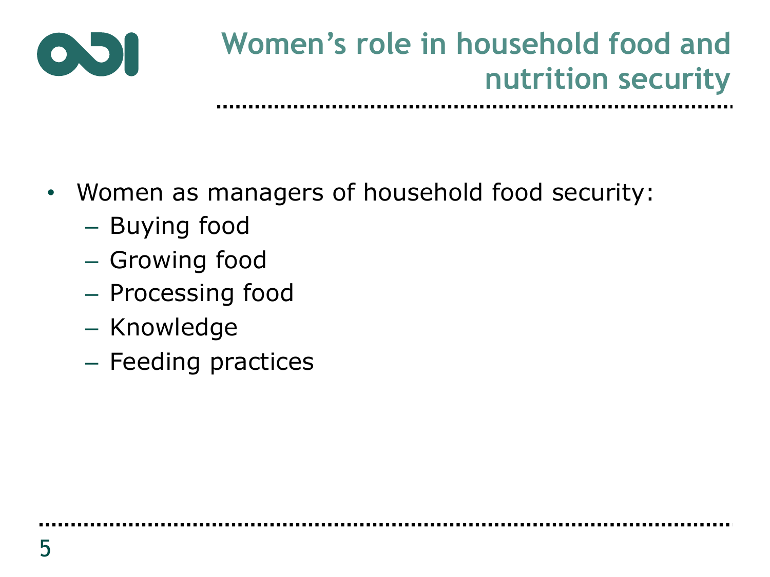# Women's role in household food and nutrition security

- Women as managers of household food security:
  - Buying food
  - Growing food
  - Processing food
  - Knowledge
  - Feeding practices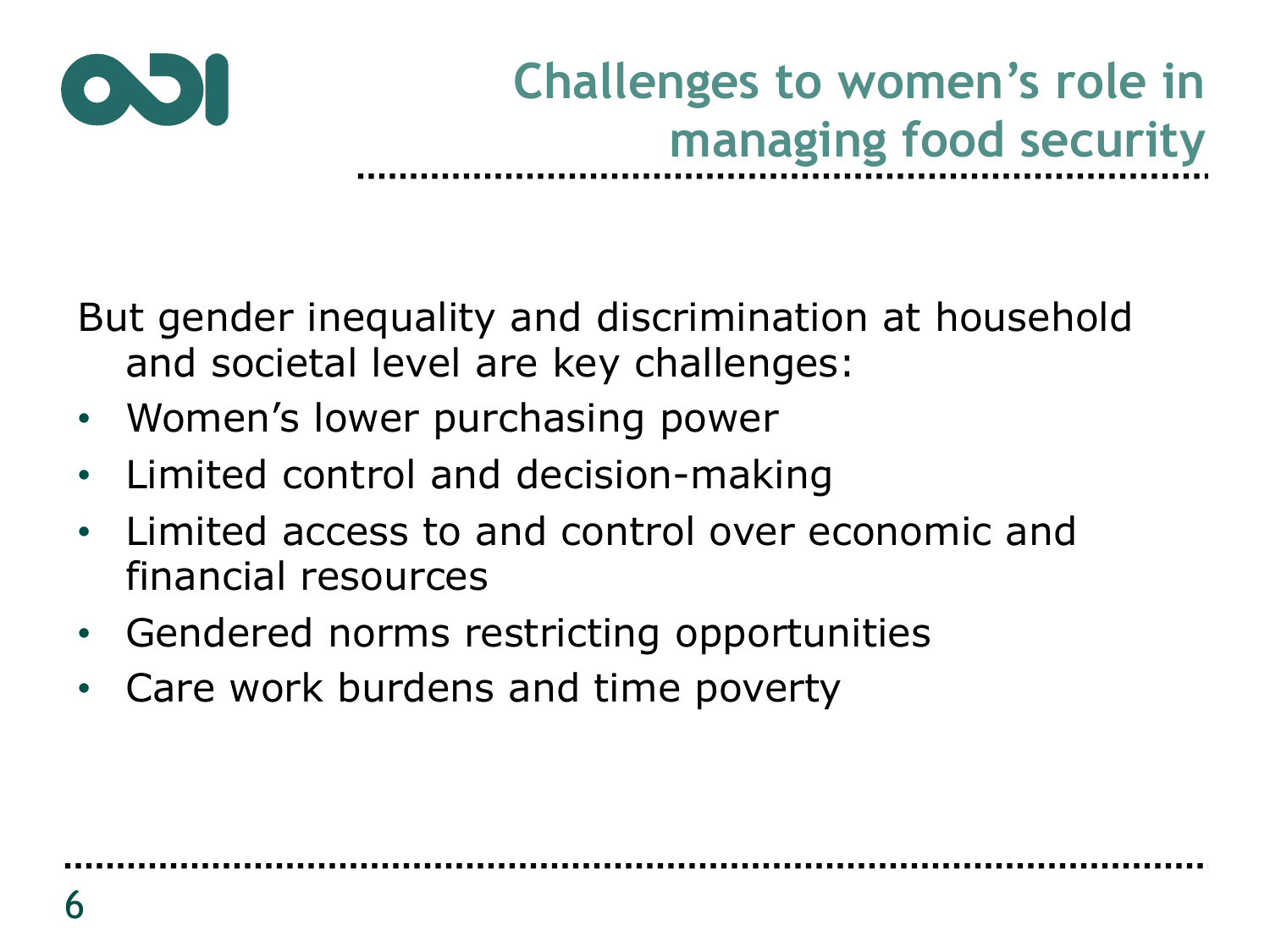# Challenges to women's role in managing food security

But gender inequality and discrimination at household and societal level are key challenges:

- Women's lower purchasing power
- Limited control and decision-making
- Limited access to and control over economic and financial resources
- Gendered norms restricting opportunities
- Care work burdens and time poverty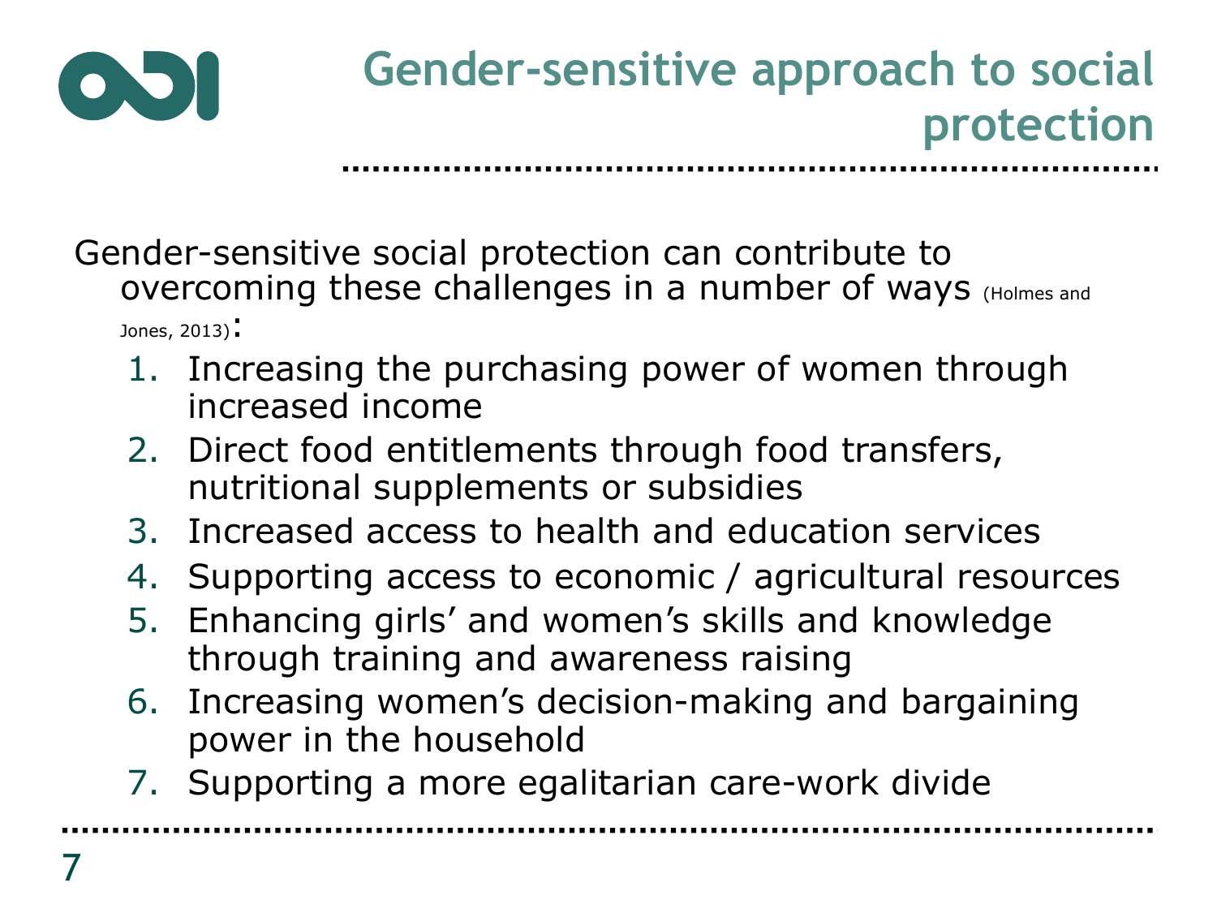# Gender-sensitive approach to social protection

Gender-sensitive social protection can contribute to overcoming these challenges in a number of ways (Holmes and Jones, 2013):

1. Increasing the purchasing power of women through increased income
2. Direct food entitlements through food transfers, nutritional supplements or subsidies
3. Increased access to health and education services
4. Supporting access to economic / agricultural resources
5. Enhancing girls' and women's skills and knowledge through training and awareness raising
6. Increasing women's decision-making and bargaining power in the household
7. Supporting a more egalitarian care-work divide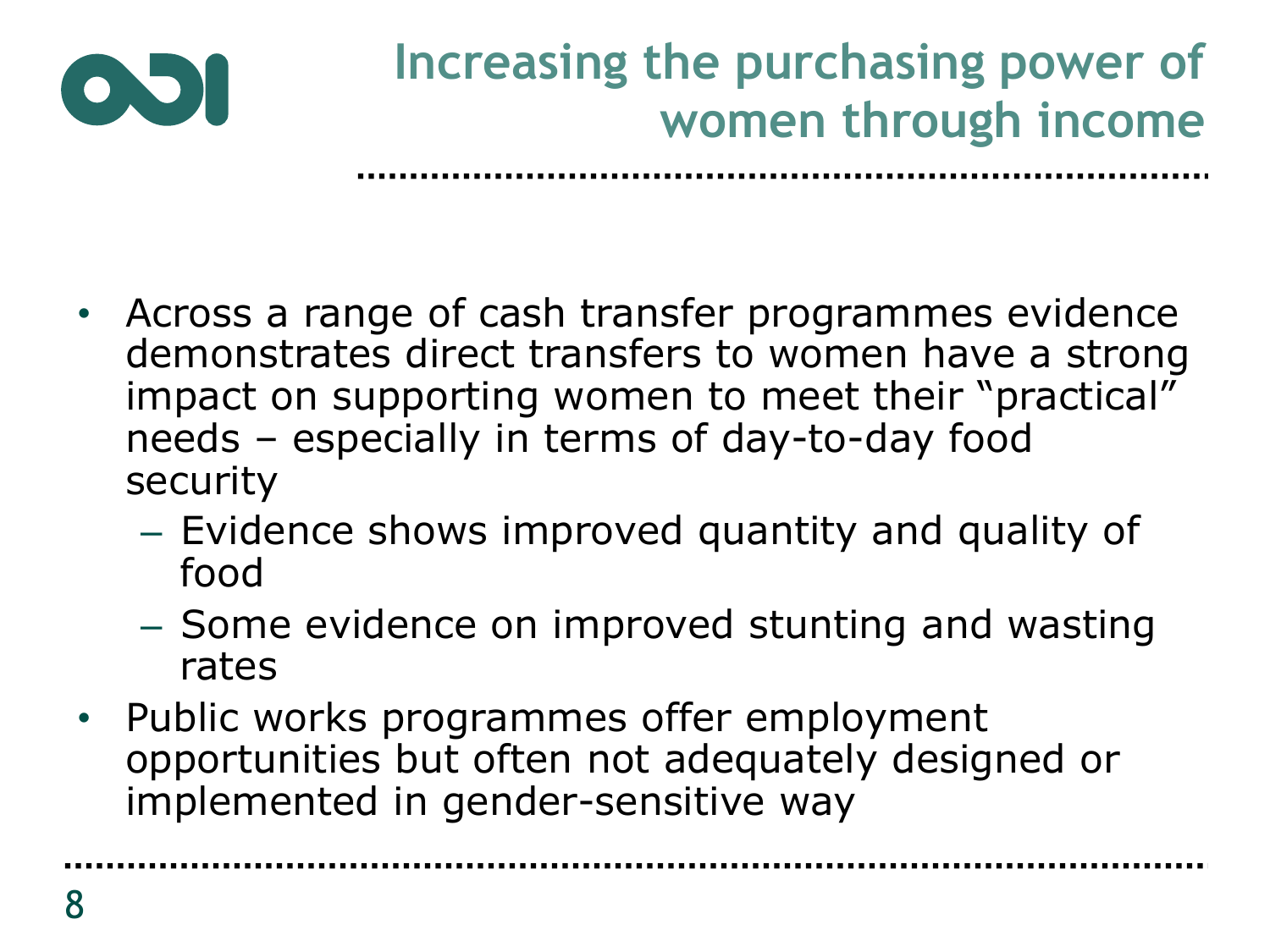# Increasing the purchasing power of women through income

- Across a range of cash transfer programmes evidence demonstrates direct transfers to women have a strong impact on supporting women to meet their "practical" needs – especially in terms of day-to-day food security
  - Evidence shows improved quantity and quality of food
  - Some evidence on improved stunting and wasting rates
- Public works programmes offer employment opportunities but often not adequately designed or implemented in gender-sensitive way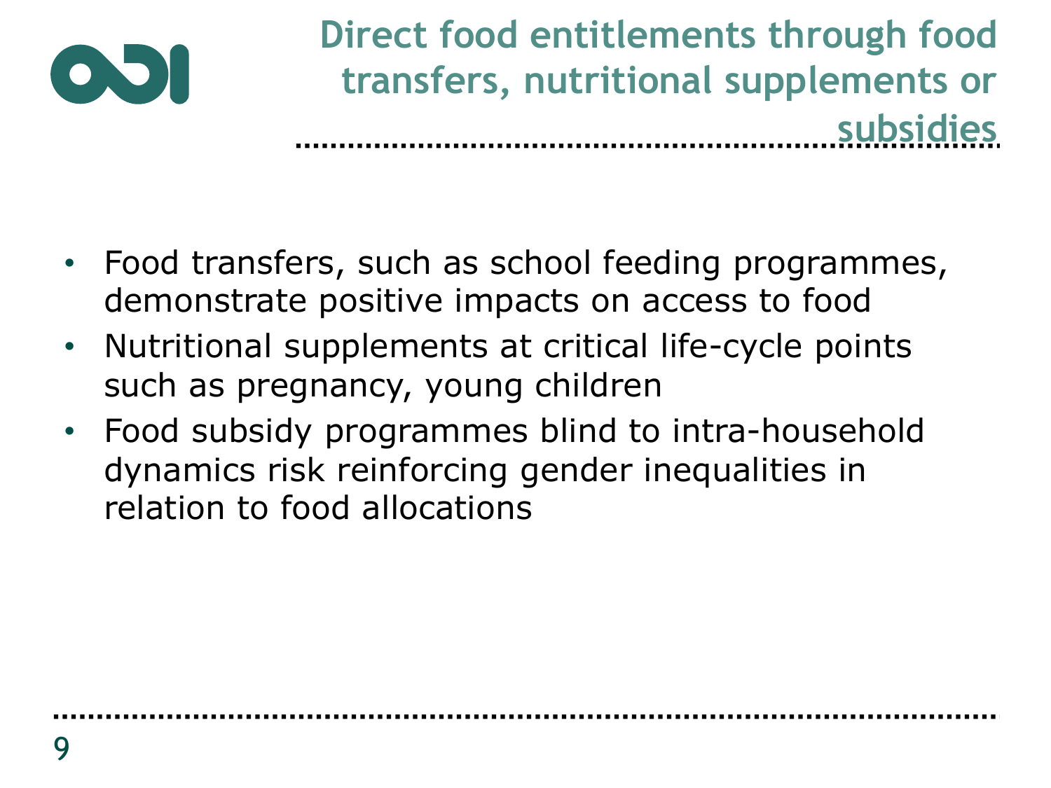# Direct food entitlements through food transfers, nutritional supplements or subsidies

- Food transfers, such as school feeding programmes, demonstrate positive impacts on access to food
- Nutritional supplements at critical life-cycle points such as pregnancy, young children
- Food subsidy programmes blind to intra-household dynamics risk reinforcing gender inequalities in relation to food allocations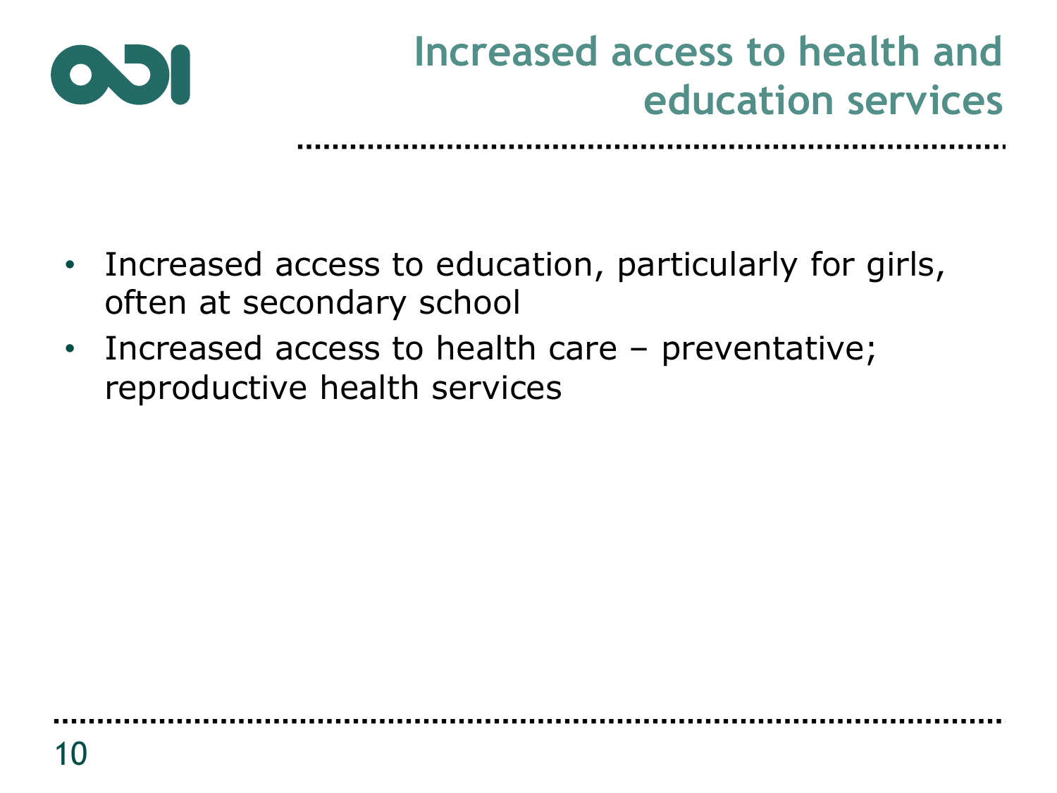# Increased access to health and education services

- Increased access to education, particularly for girls, often at secondary school
- Increased access to health care – preventative; reproductive health services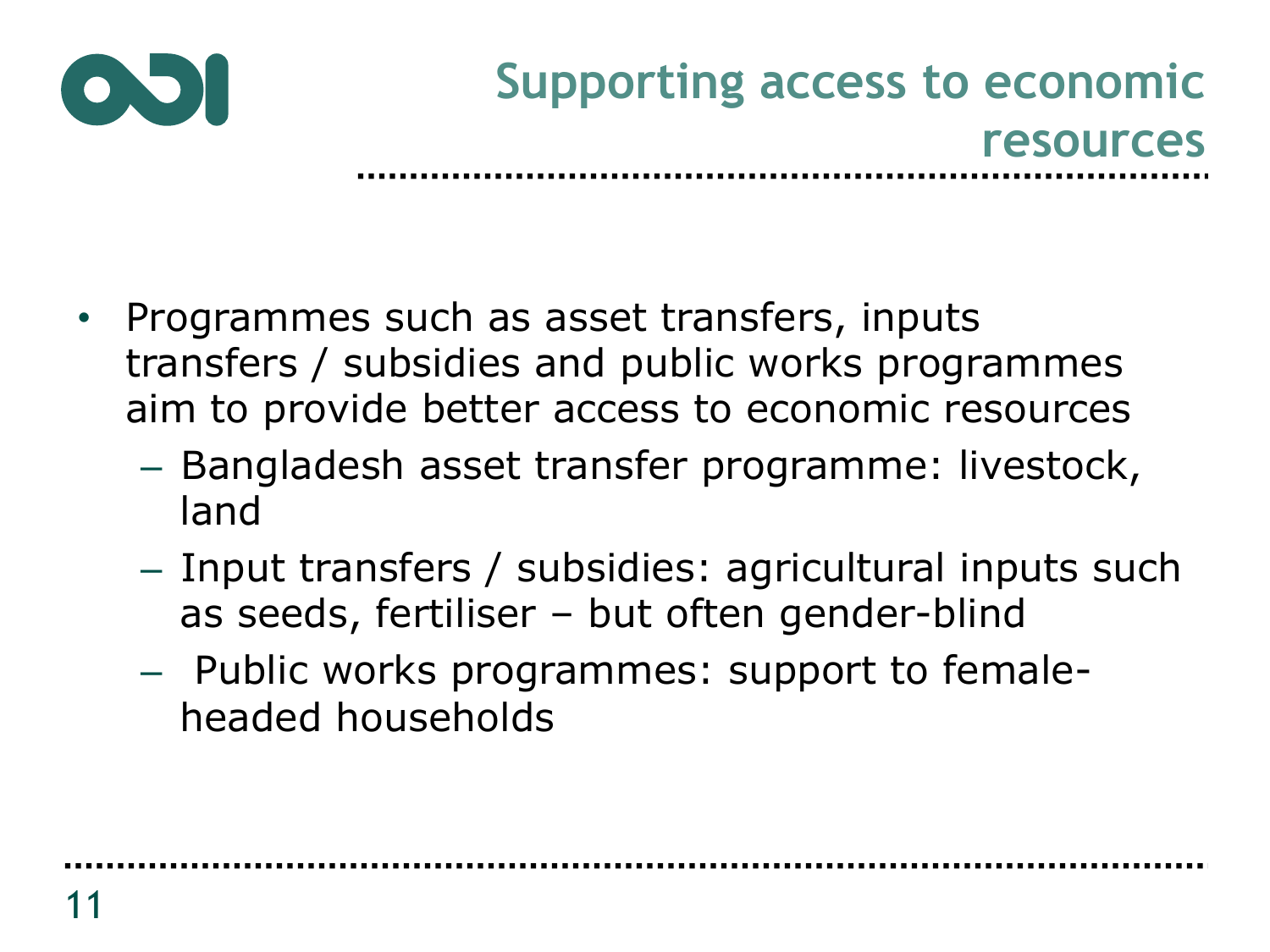## Supporting access to economic resources

- Programmes such as asset transfers, inputs transfers / subsidies and public works programmes aim to provide better access to economic resources
  - Bangladesh asset transfer programme: livestock, land
  - Input transfers / subsidies: agricultural inputs such as seeds, fertiliser – but often gender-blind
  - Public works programmes: support to female-headed households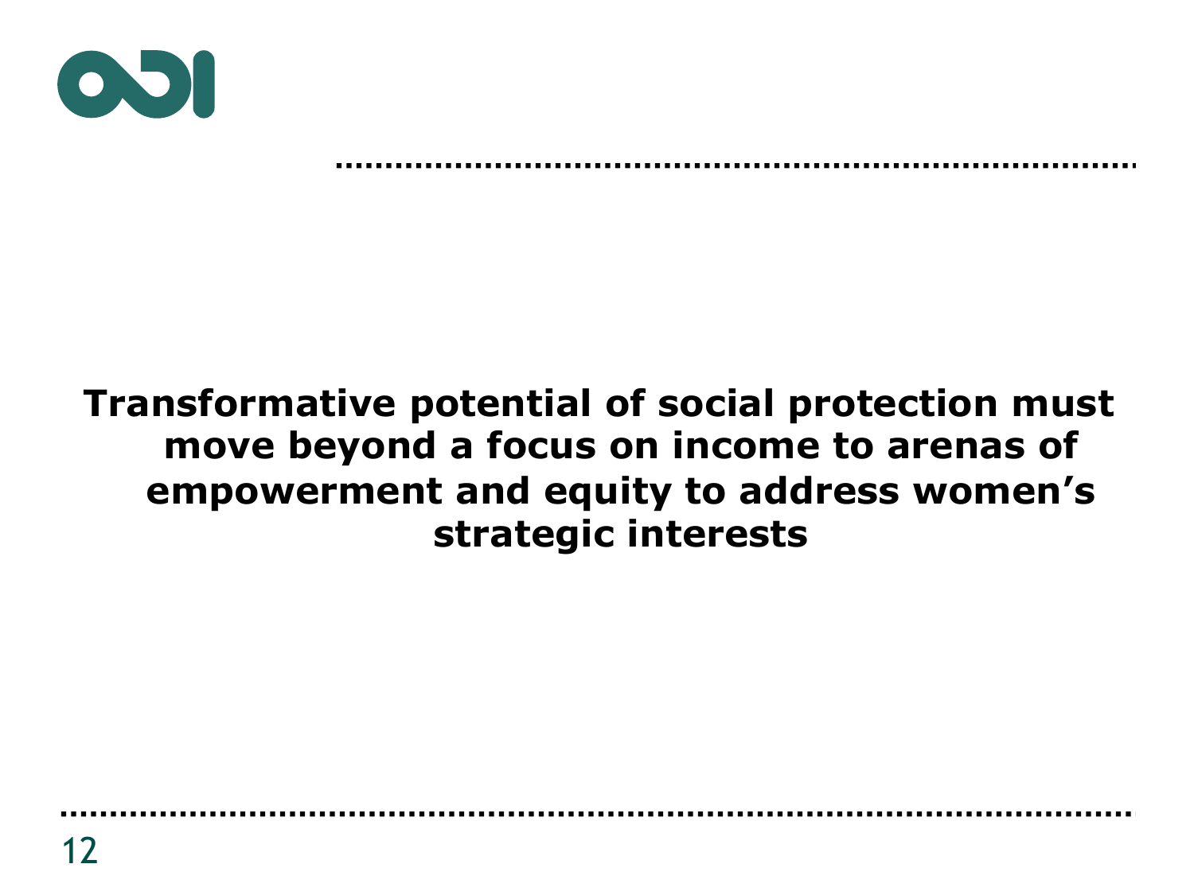**Transformative potential of social protection must move beyond a focus on income to arenas of empowerment and equity to address women's strategic interests**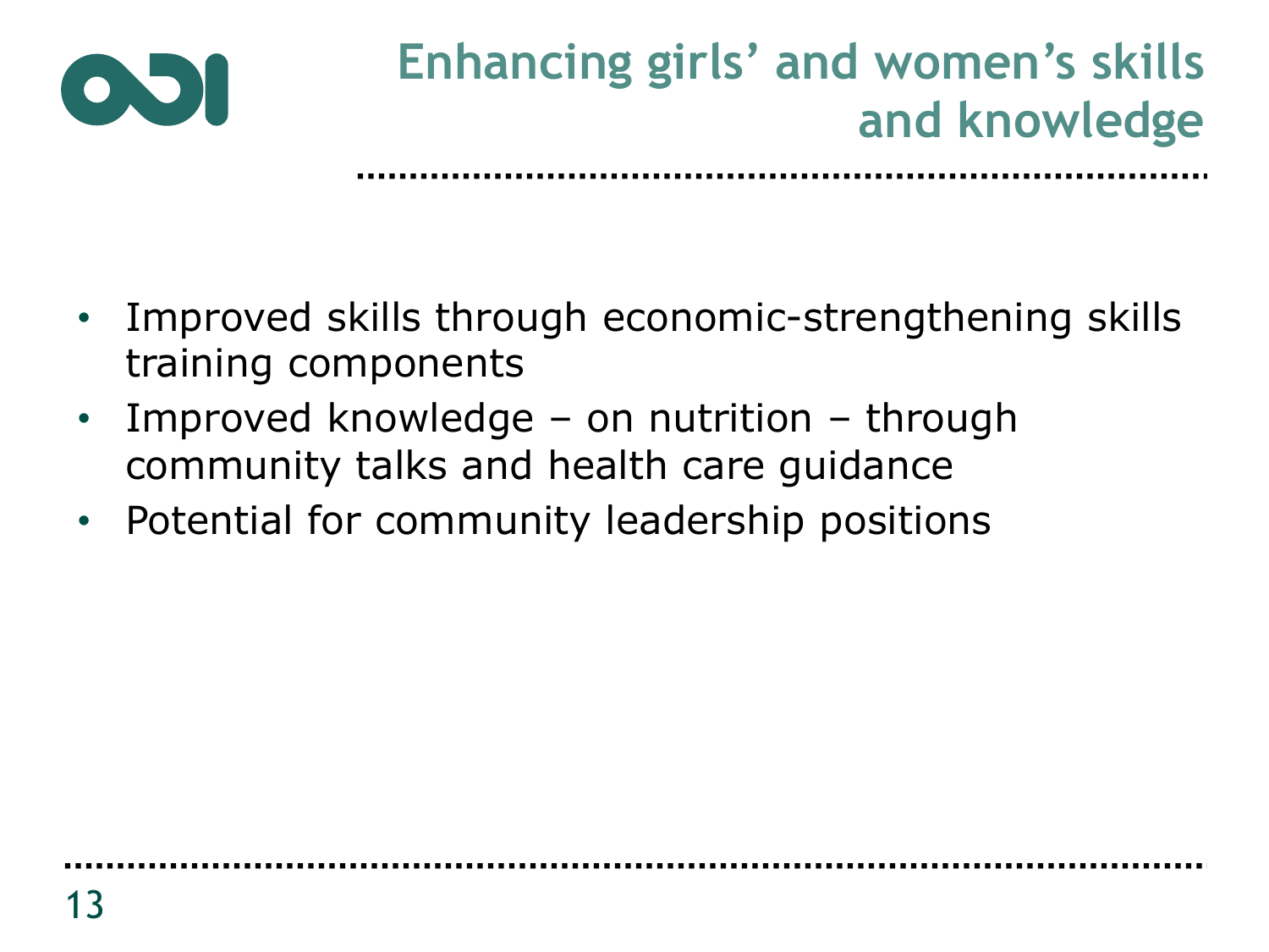# Enhancing girls' and women's skills and knowledge

- Improved skills through economic-strengthening skills training components
- Improved knowledge – on nutrition – through community talks and health care guidance
- Potential for community leadership positions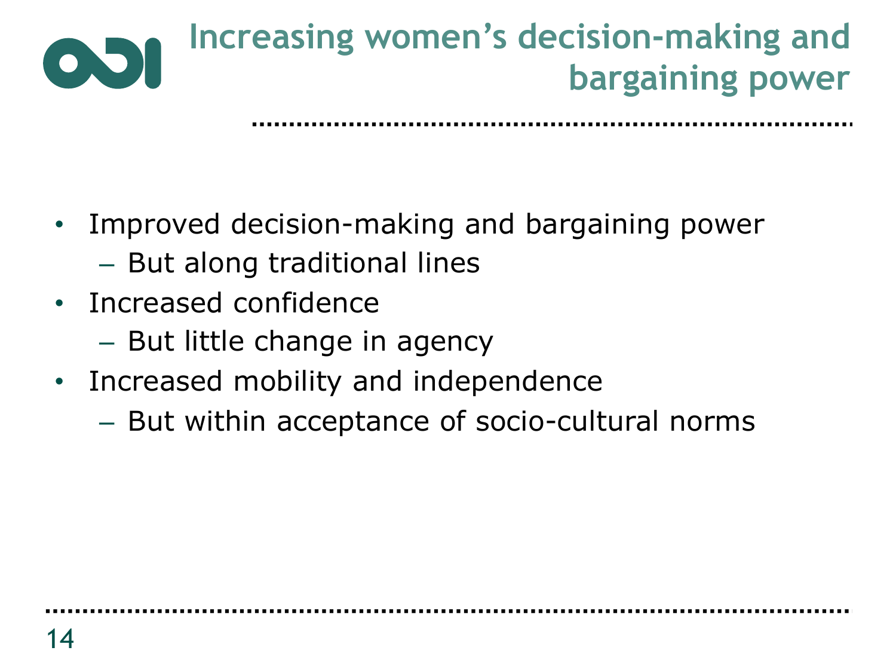# Increasing women's decision-making and bargaining power

- Improved decision-making and bargaining power
  - But along traditional lines
- Increased confidence
  - But little change in agency
- Increased mobility and independence
  - But within acceptance of socio-cultural norms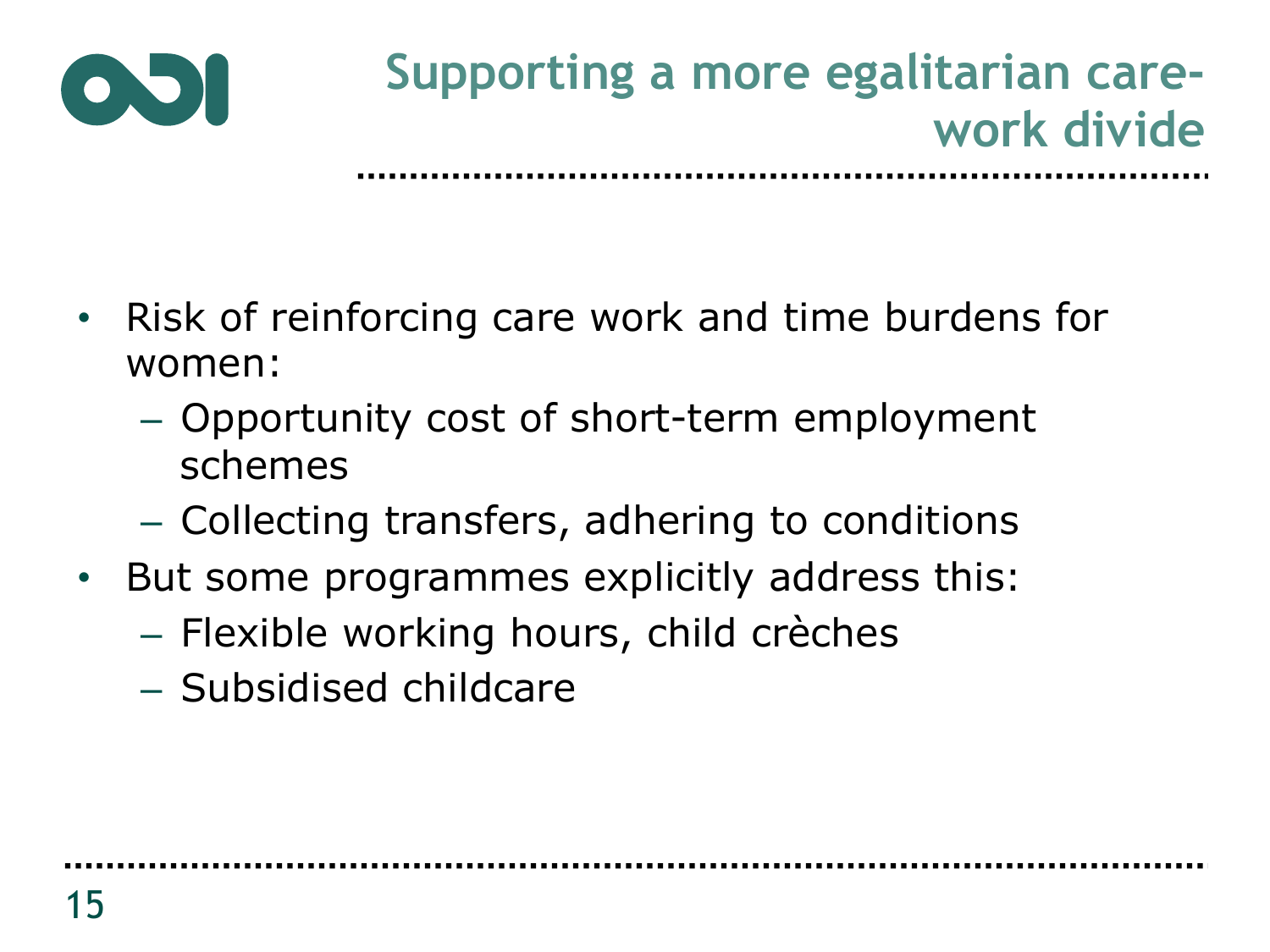# Supporting a more egalitarian care-work divide

- Risk of reinforcing care work and time burdens for women:
  - Opportunity cost of short-term employment schemes
  - Collecting transfers, adhering to conditions
- But some programmes explicitly address this:
  - Flexible working hours, child crèches
  - Subsidised childcare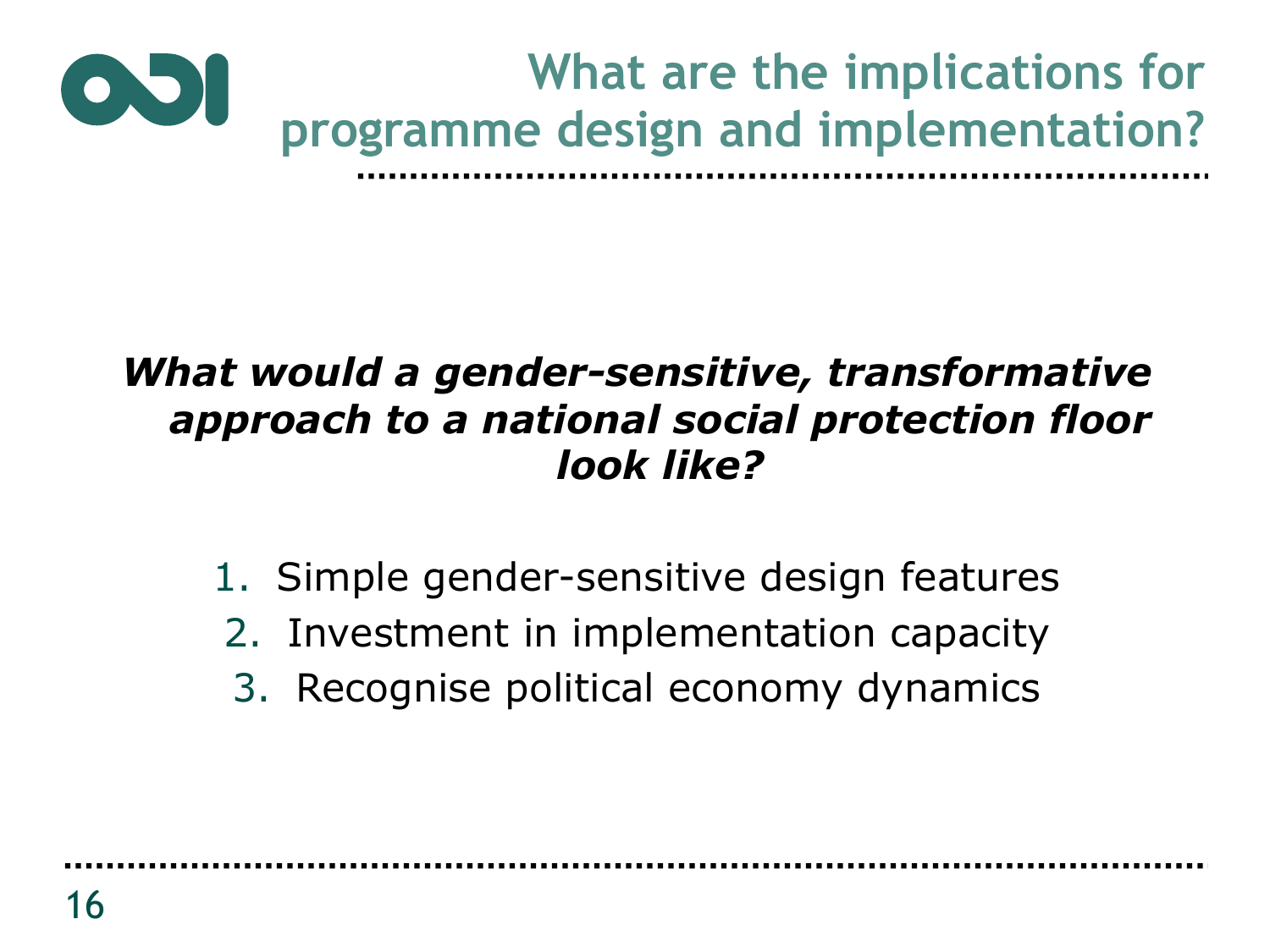# What are the implications for programme design and implementation?

***What would a gender-sensitive, transformative approach to a national social protection floor look like?***

1. Simple gender-sensitive design features
2. Investment in implementation capacity
3. Recognise political economy dynamics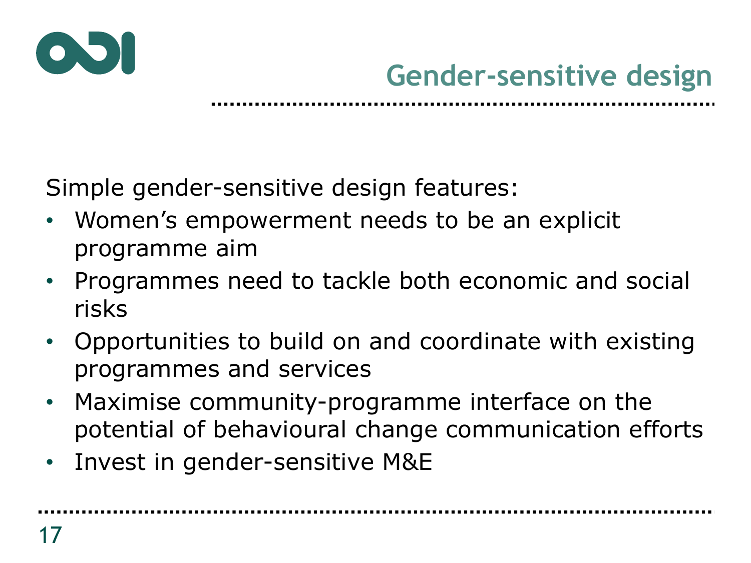# Gender-sensitive design

Simple gender-sensitive design features:

- Women's empowerment needs to be an explicit programme aim
- Programmes need to tackle both economic and social risks
- Opportunities to build on and coordinate with existing programmes and services
- Maximise community-programme interface on the potential of behavioural change communication efforts
- Invest in gender-sensitive M&E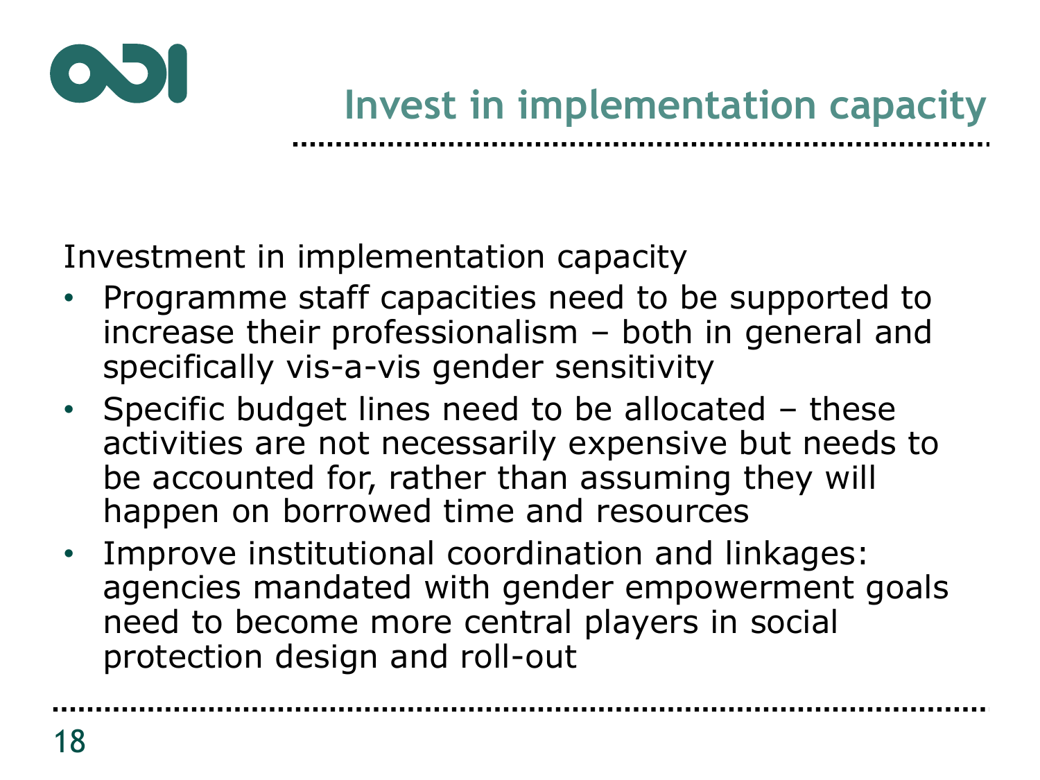# Invest in implementation capacity

Investment in implementation capacity

- Programme staff capacities need to be supported to increase their professionalism – both in general and specifically vis-a-vis gender sensitivity
- Specific budget lines need to be allocated – these activities are not necessarily expensive but needs to be accounted for, rather than assuming they will happen on borrowed time and resources
- Improve institutional coordination and linkages: agencies mandated with gender empowerment goals need to become more central players in social protection design and roll-out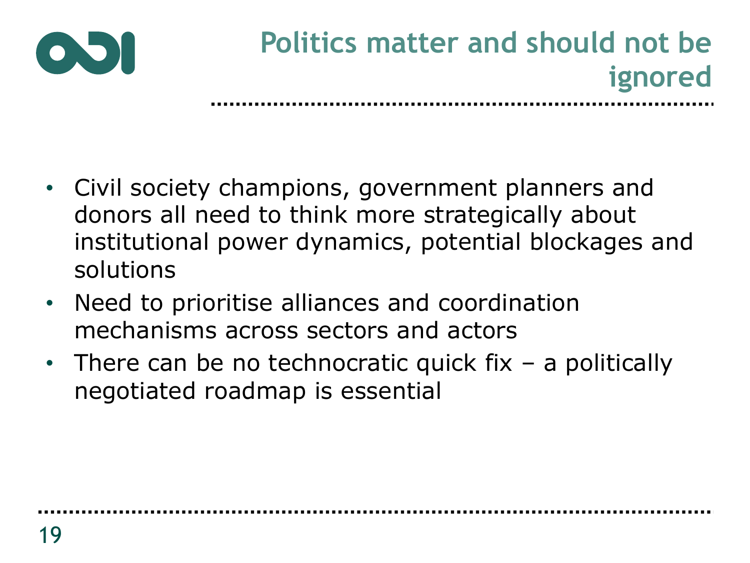# Politics matter and should not be ignored

- Civil society champions, government planners and donors all need to think more strategically about institutional power dynamics, potential blockages and solutions
- Need to prioritise alliances and coordination mechanisms across sectors and actors
- There can be no technocratic quick fix – a politically negotiated roadmap is essential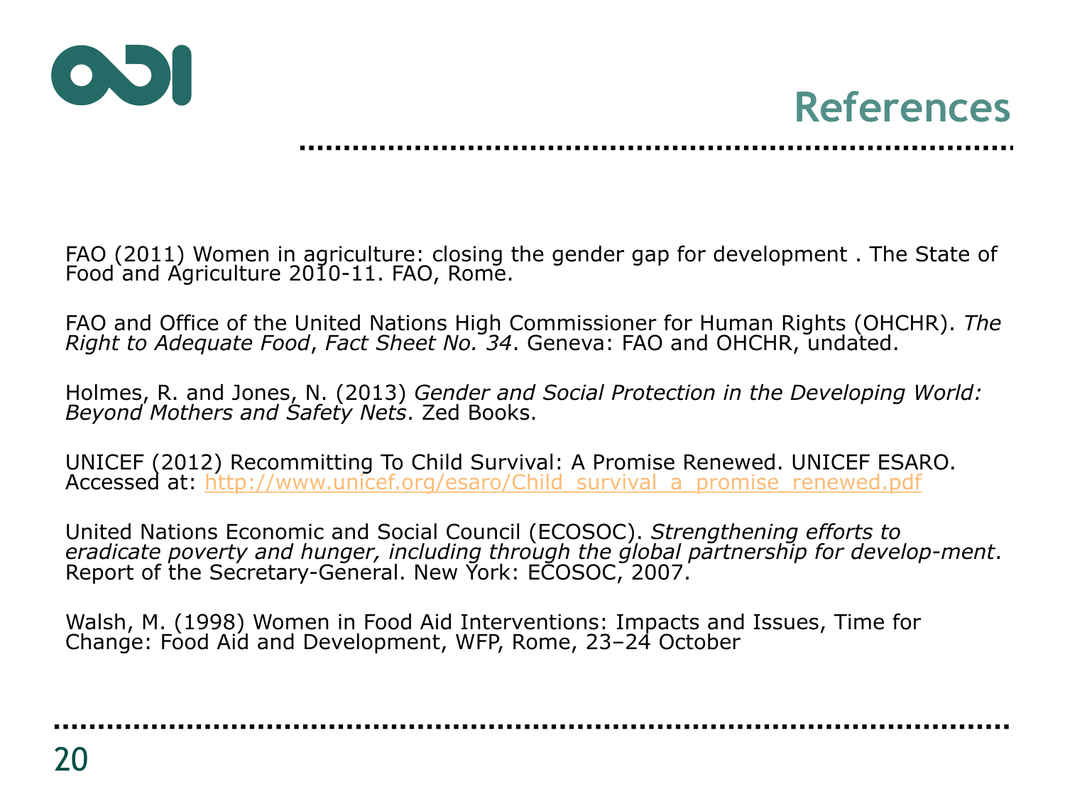# References

FAO (2011) Women in agriculture: closing the gender gap for development . The State of Food and Agriculture 2010-11. FAO, Rome.

FAO and Office of the United Nations High Commissioner for Human Rights (OHCHR). *The Right to Adequate Food*, *Fact Sheet No. 34*. Geneva: FAO and OHCHR, undated.

Holmes, R. and Jones, N. (2013) *Gender and Social Protection in the Developing World: Beyond Mothers and Safety Nets*. Zed Books.

UNICEF (2012) Recommitting To Child Survival: A Promise Renewed. UNICEF ESARO. Accessed at: http://www.unicef.org/esaro/Child_survival_a_promise_renewed.pdf

United Nations Economic and Social Council (ECOSOC). *Strengthening efforts to eradicate poverty and hunger, including through the global partnership for develop-ment*. Report of the Secretary-General. New York: ECOSOC, 2007.

Walsh, M. (1998) Women in Food Aid Interventions: Impacts and Issues, Time for Change: Food Aid and Development, WFP, Rome, 23–24 October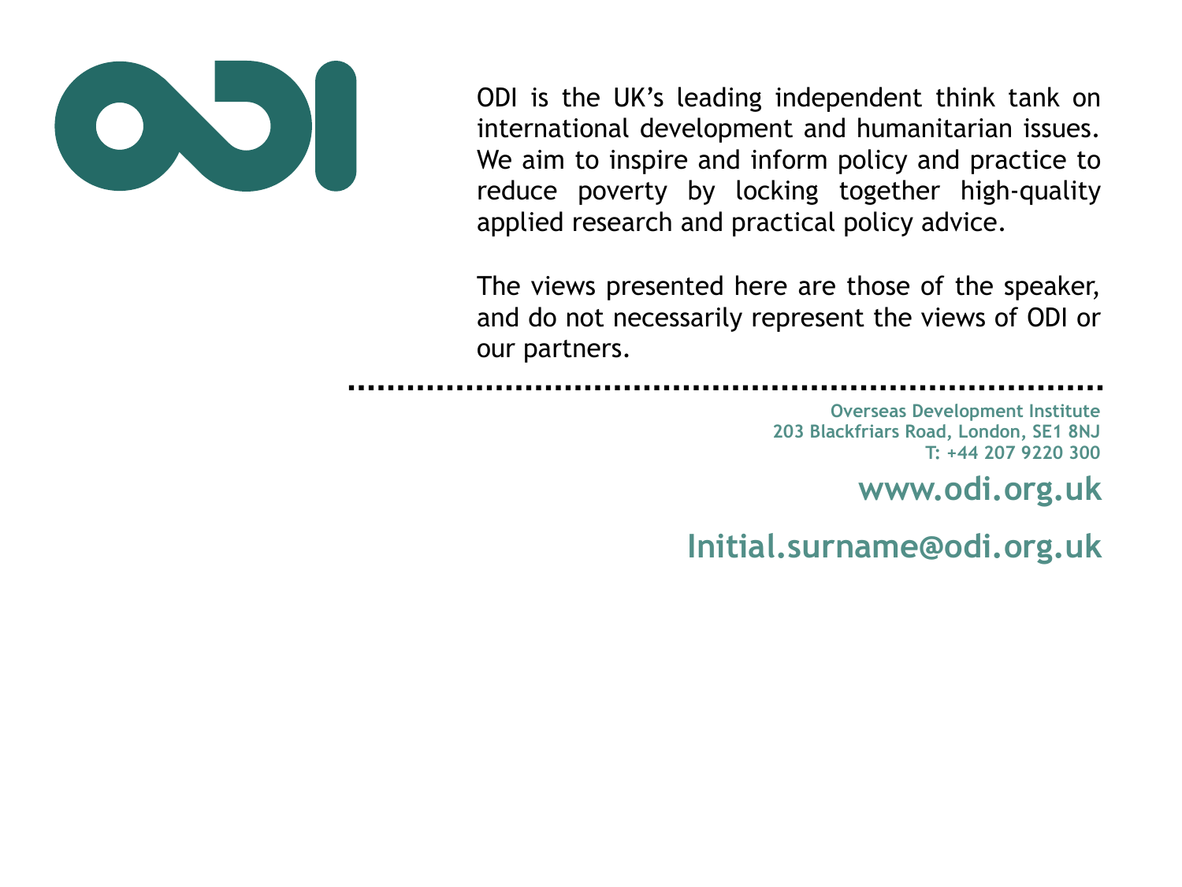ODI is the UK's leading independent think tank on international development and humanitarian issues. We aim to inspire and inform policy and practice to reduce poverty by locking together high-quality applied research and practical policy advice.

The views presented here are those of the speaker, and do not necessarily represent the views of ODI or our partners.

---

**Overseas Development Institute**
**203 Blackfriars Road, London, SE1 8NJ**
**T: +44 207 9220 300**

**www.odi.org.uk**

**Initial.surname@odi.org.uk**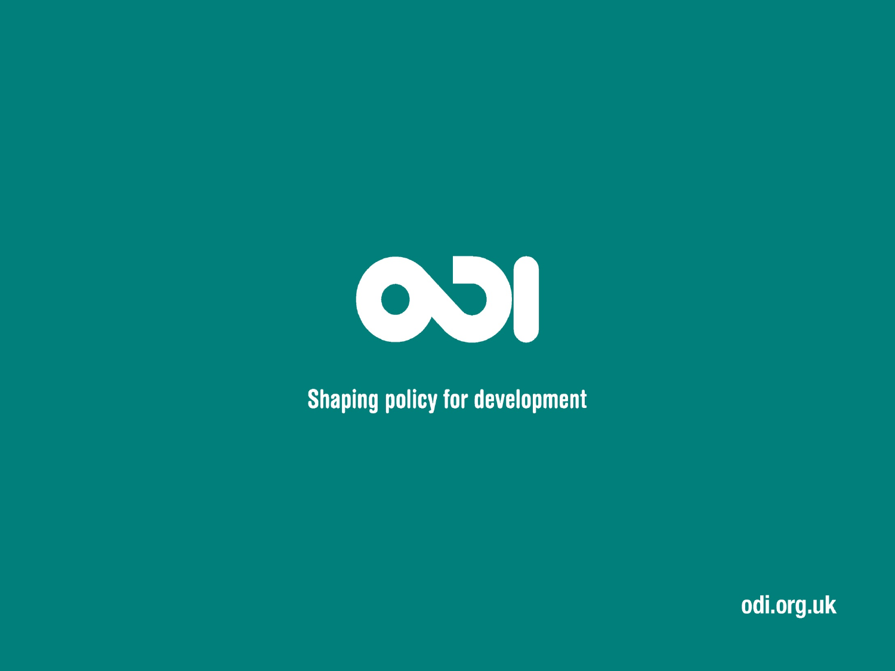ODI

Shaping policy for development

odi.org.uk